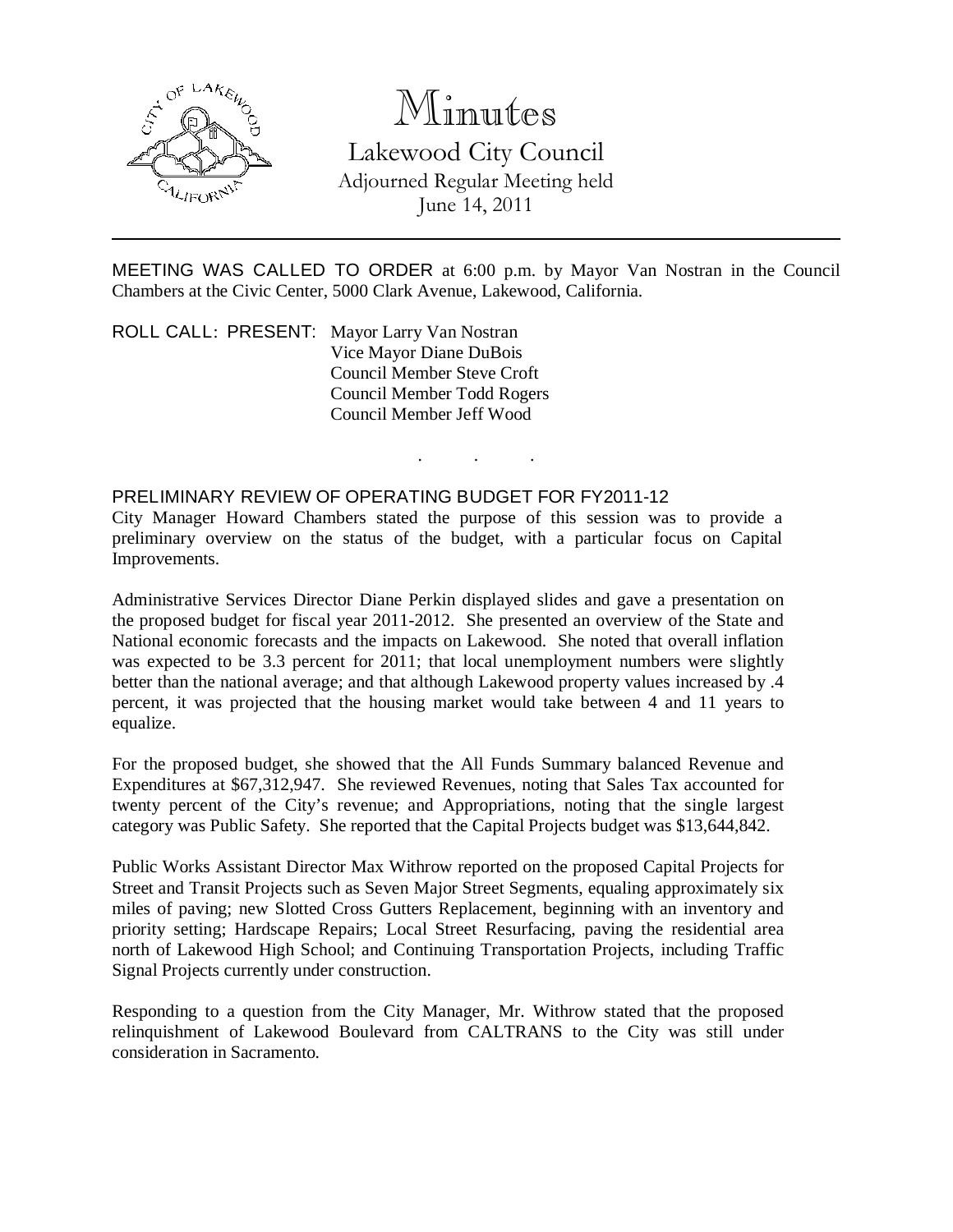# Minutes

## Lakewood City Council

Adjourned Regular Meeting held
June 14, 2011

---

MEETING WAS CALLED TO ORDER at 6:00 p.m. by Mayor Van Nostran in the Council Chambers at the Civic Center, 5000 Clark Avenue, Lakewood, California.

ROLL CALL: PRESENT: Mayor Larry Van Nostran
Vice Mayor Diane DuBois
Council Member Steve Croft
Council Member Todd Rogers
Council Member Jeff Wood

. . .

PRELIMINARY REVIEW OF OPERATING BUDGET FOR FY2011-12

City Manager Howard Chambers stated the purpose of this session was to provide a preliminary overview on the status of the budget, with a particular focus on Capital Improvements.

Administrative Services Director Diane Perkin displayed slides and gave a presentation on the proposed budget for fiscal year 2011-2012. She presented an overview of the State and National economic forecasts and the impacts on Lakewood. She noted that overall inflation was expected to be 3.3 percent for 2011; that local unemployment numbers were slightly better than the national average; and that although Lakewood property values increased by .4 percent, it was projected that the housing market would take between 4 and 11 years to equalize.

For the proposed budget, she showed that the All Funds Summary balanced Revenue and Expenditures at $67,312,947. She reviewed Revenues, noting that Sales Tax accounted for twenty percent of the City's revenue; and Appropriations, noting that the single largest category was Public Safety. She reported that the Capital Projects budget was $13,644,842.

Public Works Assistant Director Max Withrow reported on the proposed Capital Projects for Street and Transit Projects such as Seven Major Street Segments, equaling approximately six miles of paving; new Slotted Cross Gutters Replacement, beginning with an inventory and priority setting; Hardscape Repairs; Local Street Resurfacing, paving the residential area north of Lakewood High School; and Continuing Transportation Projects, including Traffic Signal Projects currently under construction.

Responding to a question from the City Manager, Mr. Withrow stated that the proposed relinquishment of Lakewood Boulevard from CALTRANS to the City was still under consideration in Sacramento.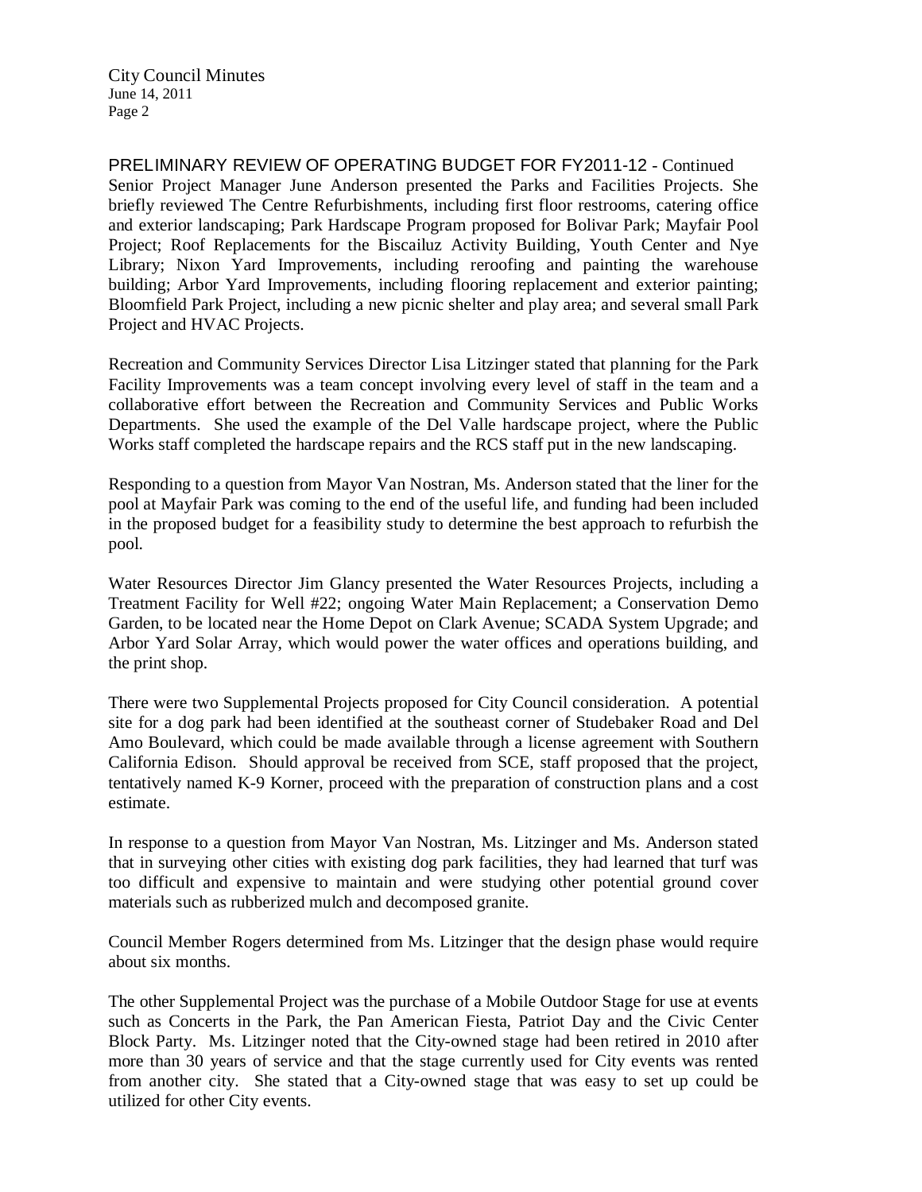PRELIMINARY REVIEW OF OPERATING BUDGET FOR FY2011-12 - Continued

Senior Project Manager June Anderson presented the Parks and Facilities Projects. She briefly reviewed The Centre Refurbishments, including first floor restrooms, catering office and exterior landscaping; Park Hardscape Program proposed for Bolivar Park; Mayfair Pool Project; Roof Replacements for the Biscailuz Activity Building, Youth Center and Nye Library; Nixon Yard Improvements, including reroofing and painting the warehouse building; Arbor Yard Improvements, including flooring replacement and exterior painting; Bloomfield Park Project, including a new picnic shelter and play area; and several small Park Project and HVAC Projects.

Recreation and Community Services Director Lisa Litzinger stated that planning for the Park Facility Improvements was a team concept involving every level of staff in the team and a collaborative effort between the Recreation and Community Services and Public Works Departments. She used the example of the Del Valle hardscape project, where the Public Works staff completed the hardscape repairs and the RCS staff put in the new landscaping.

Responding to a question from Mayor Van Nostran, Ms. Anderson stated that the liner for the pool at Mayfair Park was coming to the end of the useful life, and funding had been included in the proposed budget for a feasibility study to determine the best approach to refurbish the pool.

Water Resources Director Jim Glancy presented the Water Resources Projects, including a Treatment Facility for Well #22; ongoing Water Main Replacement; a Conservation Demo Garden, to be located near the Home Depot on Clark Avenue; SCADA System Upgrade; and Arbor Yard Solar Array, which would power the water offices and operations building, and the print shop.

There were two Supplemental Projects proposed for City Council consideration. A potential site for a dog park had been identified at the southeast corner of Studebaker Road and Del Amo Boulevard, which could be made available through a license agreement with Southern California Edison. Should approval be received from SCE, staff proposed that the project, tentatively named K-9 Korner, proceed with the preparation of construction plans and a cost estimate.

In response to a question from Mayor Van Nostran, Ms. Litzinger and Ms. Anderson stated that in surveying other cities with existing dog park facilities, they had learned that turf was too difficult and expensive to maintain and were studying other potential ground cover materials such as rubberized mulch and decomposed granite.

Council Member Rogers determined from Ms. Litzinger that the design phase would require about six months.

The other Supplemental Project was the purchase of a Mobile Outdoor Stage for use at events such as Concerts in the Park, the Pan American Fiesta, Patriot Day and the Civic Center Block Party. Ms. Litzinger noted that the City-owned stage had been retired in 2010 after more than 30 years of service and that the stage currently used for City events was rented from another city. She stated that a City-owned stage that was easy to set up could be utilized for other City events.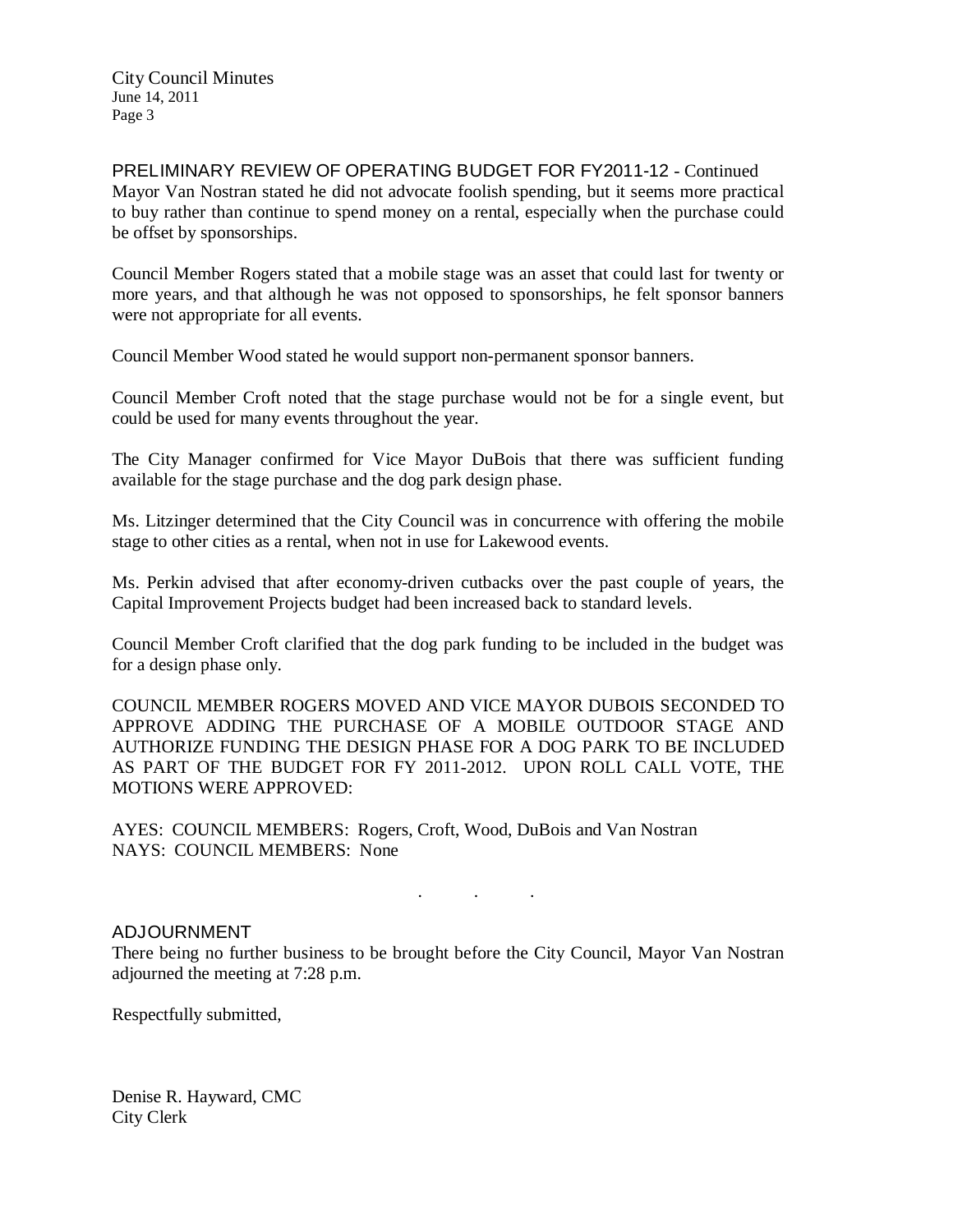## PRELIMINARY REVIEW OF OPERATING BUDGET FOR FY2011-12 - Continued

Mayor Van Nostran stated he did not advocate foolish spending, but it seems more practical to buy rather than continue to spend money on a rental, especially when the purchase could be offset by sponsorships.

Council Member Rogers stated that a mobile stage was an asset that could last for twenty or more years, and that although he was not opposed to sponsorships, he felt sponsor banners were not appropriate for all events.

Council Member Wood stated he would support non-permanent sponsor banners.

Council Member Croft noted that the stage purchase would not be for a single event, but could be used for many events throughout the year.

The City Manager confirmed for Vice Mayor DuBois that there was sufficient funding available for the stage purchase and the dog park design phase.

Ms. Litzinger determined that the City Council was in concurrence with offering the mobile stage to other cities as a rental, when not in use for Lakewood events.

Ms. Perkin advised that after economy-driven cutbacks over the past couple of years, the Capital Improvement Projects budget had been increased back to standard levels.

Council Member Croft clarified that the dog park funding to be included in the budget was for a design phase only.

COUNCIL MEMBER ROGERS MOVED AND VICE MAYOR DUBOIS SECONDED TO APPROVE ADDING THE PURCHASE OF A MOBILE OUTDOOR STAGE AND AUTHORIZE FUNDING THE DESIGN PHASE FOR A DOG PARK TO BE INCLUDED AS PART OF THE BUDGET FOR FY 2011-2012. UPON ROLL CALL VOTE, THE MOTIONS WERE APPROVED:

AYES: COUNCIL MEMBERS: Rogers, Croft, Wood, DuBois and Van Nostran
NAYS: COUNCIL MEMBERS: None

. . .

## ADJOURNMENT

There being no further business to be brought before the City Council, Mayor Van Nostran adjourned the meeting at 7:28 p.m.

Respectfully submitted,

Denise R. Hayward, CMC
City Clerk